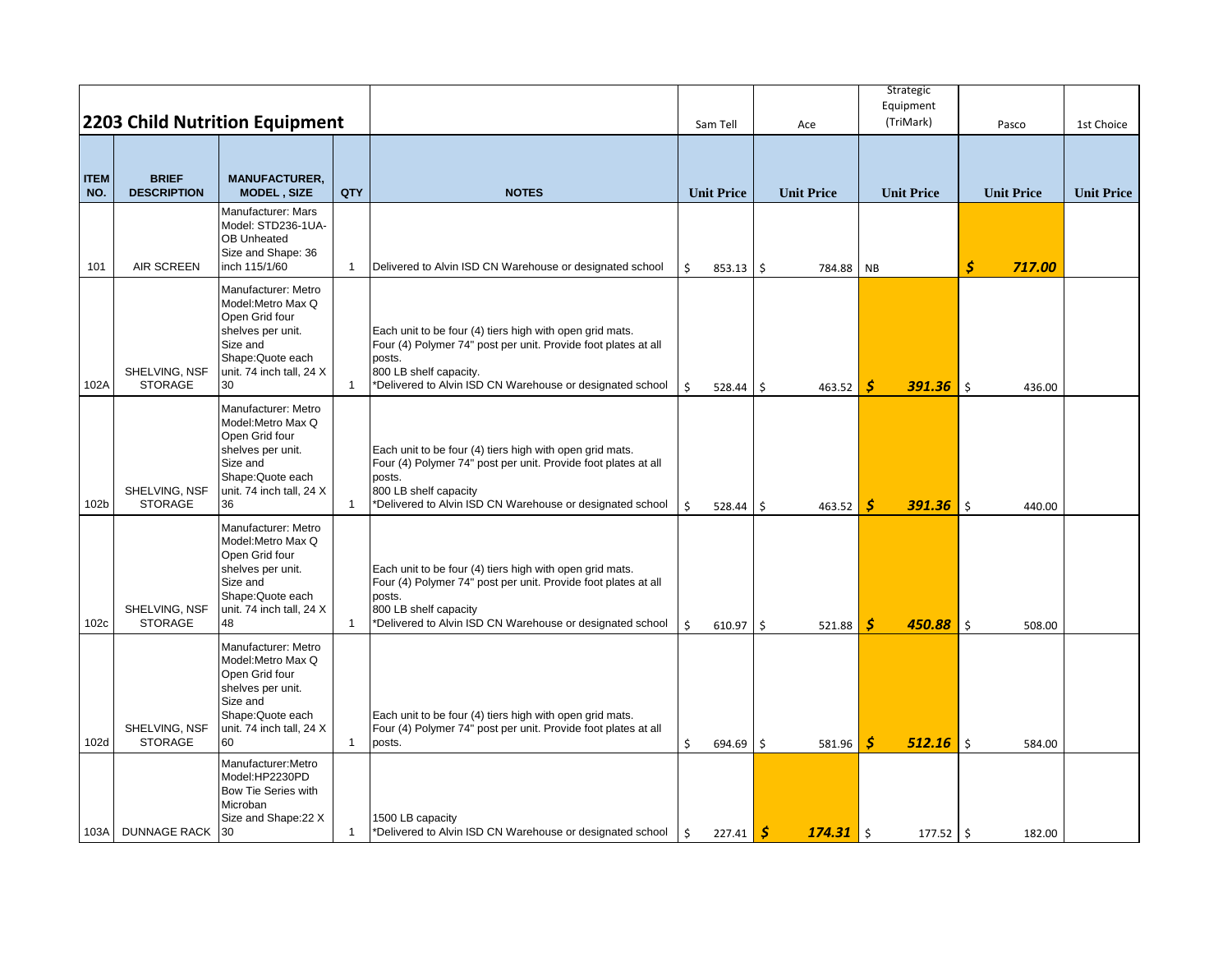## 2203 Child Nutrition Equipment

| ITEM NO. | BRIEF DESCRIPTION | MANUFACTURER, MODEL , SIZE | QTY | NOTES | Sam Tell Unit Price | Ace Unit Price | Strategic Equipment (TriMark) Unit Price | Pasco Unit Price | 1st Choice Unit Price |
|---|---|---|---|---|---|---|---|---|---|
| 101 | AIR SCREEN | Manufacturer: Mars Model: STD236-1UA-OB Unheated Size and Shape: 36 inch 115/1/60 | 1 | Delivered to Alvin ISD CN Warehouse or designated school | $ 853.13 | $ 784.88 | NB | ***$ 717.00*** | |
| 102A | SHELVING, NSF STORAGE | Manufacturer: Metro Model:Metro Max Q Open Grid four shelves per unit. Size and Shape:Quote each unit. 74 inch tall, 24 X 30 | 1 | Each unit to be four (4) tiers high with open grid mats. Four (4) Polymer 74" post per unit. Provide foot plates at all posts. 800 LB shelf capacity. *Delivered to Alvin ISD CN Warehouse or designated school | $ 528.44 | $ 463.52 | ***$ 391.36*** | $ 436.00 | |
| 102b | SHELVING, NSF STORAGE | Manufacturer: Metro Model:Metro Max Q Open Grid four shelves per unit. Size and Shape:Quote each unit. 74 inch tall, 24 X 36 | 1 | Each unit to be four (4) tiers high with open grid mats. Four (4) Polymer 74" post per unit. Provide foot plates at all posts. 800 LB shelf capacity *Delivered to Alvin ISD CN Warehouse or designated school | $ 528.44 | $ 463.52 | ***$ 391.36*** | $ 440.00 | |
| 102c | SHELVING, NSF STORAGE | Manufacturer: Metro Model:Metro Max Q Open Grid four shelves per unit. Size and Shape:Quote each unit. 74 inch tall, 24 X 48 | 1 | Each unit to be four (4) tiers high with open grid mats. Four (4) Polymer 74" post per unit. Provide foot plates at all posts. 800 LB shelf capacity *Delivered to Alvin ISD CN Warehouse or designated school | $ 610.97 | $ 521.88 | ***$ 450.88*** | $ 508.00 | |
| 102d | SHELVING, NSF STORAGE | Manufacturer: Metro Model:Metro Max Q Open Grid four shelves per unit. Size and Shape:Quote each unit. 74 inch tall, 24 X 60 | 1 | Each unit to be four (4) tiers high with open grid mats. Four (4) Polymer 74" post per unit. Provide foot plates at all posts. | $ 694.69 | $ 581.96 | ***$ 512.16*** | $ 584.00 | |
| 103A | DUNNAGE RACK | Manufacturer:Metro Model:HP2230PD Bow Tie Series with Microban Size and Shape:22 X 30 | 1 | 1500 LB capacity *Delivered to Alvin ISD CN Warehouse or designated school | $ 227.41 | ***$ 174.31*** | $ 177.52 | $ 182.00 | |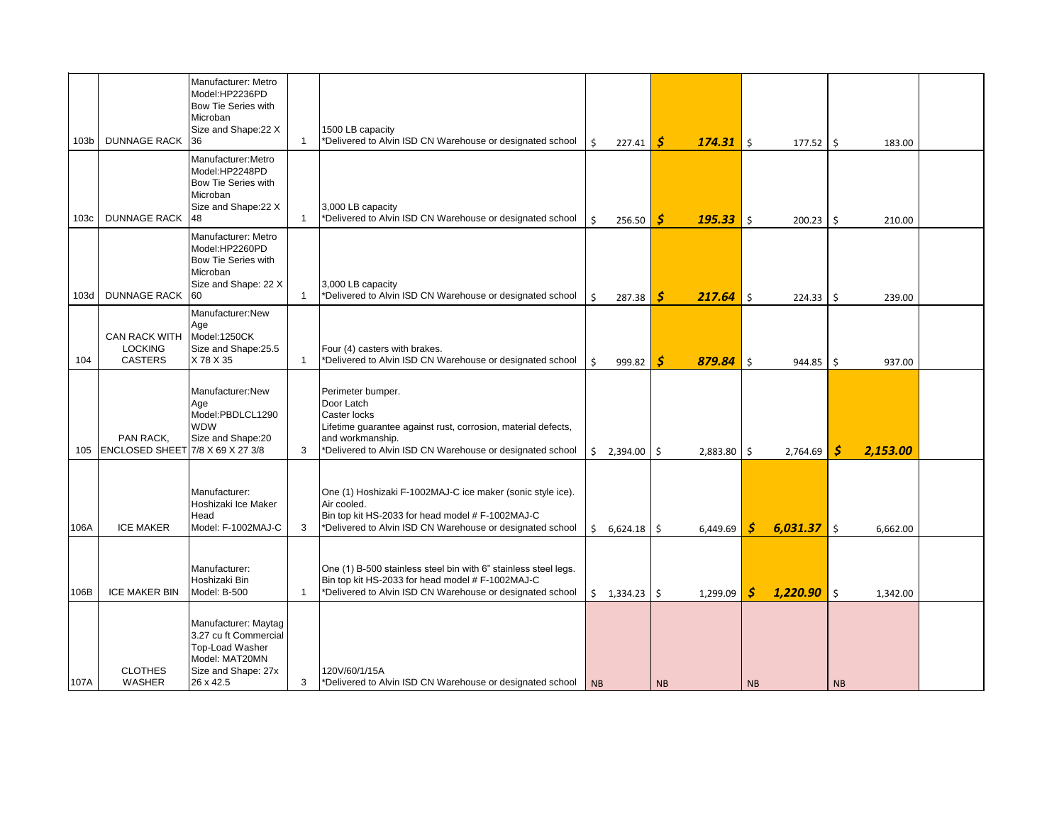| | | | | | | | | | |
|---|---|---|---|---|---|---|---|---|---|
| 103b | DUNNAGE RACK | Manufacturer: Metro Model:HP2236PD Bow Tie Series with Microban Size and Shape:22 X 36 | 1 | 1500 LB capacity *Delivered to Alvin ISD CN Warehouse or designated school | $ 227.41 | ***$ 174.31*** | $ 177.52 | $ 183.00 | |
| 103c | DUNNAGE RACK | Manufacturer:Metro Model:HP2248PD Bow Tie Series with Microban Size and Shape:22 X 48 | 1 | 3,000 LB capacity *Delivered to Alvin ISD CN Warehouse or designated school | $ 256.50 | ***$ 195.33*** | $ 200.23 | $ 210.00 | |
| 103d | DUNNAGE RACK | Manufacturer: Metro Model:HP2260PD Bow Tie Series with Microban Size and Shape: 22 X 60 | 1 | 3,000 LB capacity *Delivered to Alvin ISD CN Warehouse or designated school | $ 287.38 | ***$ 217.64*** | $ 224.33 | $ 239.00 | |
| 104 | CAN RACK WITH LOCKING CASTERS | Manufacturer:New Age Model:1250CK Size and Shape:25.5 X 78 X 35 | 1 | Four (4) casters with brakes. *Delivered to Alvin ISD CN Warehouse or designated school | $ 999.82 | ***$ 879.84*** | $ 944.85 | $ 937.00 | |
| 105 | PAN RACK, ENCLOSED SHEET | Manufacturer:New Age Model:PBDLCL1290 WDW Size and Shape:20 7/8 X 69 X 27 3/8 | 3 | Perimeter bumper. Door Latch Caster locks Lifetime guarantee against rust, corrosion, material defects, and workmanship. *Delivered to Alvin ISD CN Warehouse or designated school | $ 2,394.00 | $ 2,883.80 | $ 2,764.69 | ***$ 2,153.00*** | |
| 106A | ICE MAKER | Manufacturer: Hoshizaki Ice Maker Head Model: F-1002MAJ-C | 3 | One (1) Hoshizaki F-1002MAJ-C ice maker (sonic style ice). Air cooled. Bin top kit HS-2033 for head model # F-1002MAJ-C *Delivered to Alvin ISD CN Warehouse or designated school | $ 6,624.18 | $ 6,449.69 | ***$ 6,031.37*** | $ 6,662.00 | |
| 106B | ICE MAKER BIN | Manufacturer: Hoshizaki Bin Model: B-500 | 1 | One (1) B-500 stainless steel bin with 6" stainless steel legs. Bin top kit HS-2033 for head model # F-1002MAJ-C *Delivered to Alvin ISD CN Warehouse or designated school | $ 1,334.23 | $ 1,299.09 | ***$ 1,220.90*** | $ 1,342.00 | |
| 107A | CLOTHES WASHER | Manufacturer: Maytag 3.27 cu ft Commercial Top-Load Washer Model: MAT20MN Size and Shape: 27x 26 x 42.5 | 3 | 120V/60/1/15A *Delivered to Alvin ISD CN Warehouse or designated school | NB | NB | NB | NB | |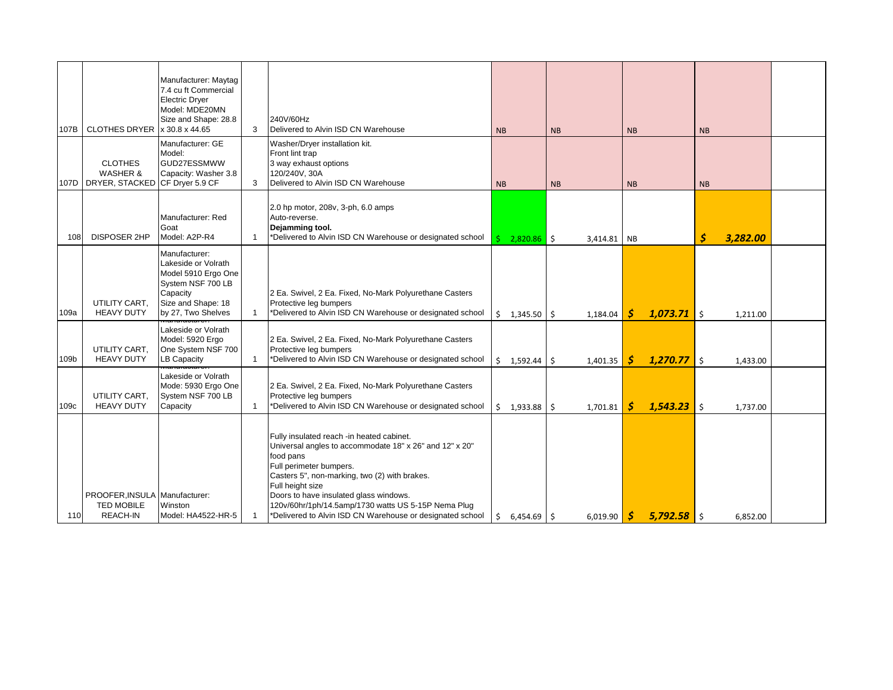| | | | | | | | | | |
|---|---|---|---|---|---|---|---|---|---|
| 107B | CLOTHES DRYER | Manufacturer: Maytag 7.4 cu ft Commercial Electric Dryer Model: MDE20MN Size and Shape: 28.8 x 30.8 x 44.65 | 3 | 240V/60Hz<br>Delivered to Alvin ISD CN Warehouse | NB | NB | NB | NB | |
| 107D | CLOTHES WASHER & DRYER, STACKED | Manufacturer: GE Model: GUD27ESSMWW Capacity: Washer 3.8 CF Dryer 5.9 CF | 3 | Washer/Dryer installation kit.<br>Front lint trap<br>3 way exhaust options<br>120/240V, 30A<br>Delivered to Alvin ISD CN Warehouse | NB | NB | NB | NB | |
| 108 | DISPOSER 2HP | Manufacturer: Red Goat Model: A2P-R4 | 1 | 2.0 hp motor, 208v, 3-ph, 6.0 amps<br>Auto-reverse.<br>**Dejamming tool.**<br>*Delivered to Alvin ISD CN Warehouse or designated school | $ 2,820.86 | $ 3,414.81 | NB | ***$ 3,282.00*** | |
| 109a | UTILITY CART, HEAVY DUTY | Manufacturer: Lakeside or Volrath Model 5910 Ergo One System NSF 700 LB Capacity Size and Shape: 18 by 27, Two Shelves | 1 | 2 Ea. Swivel, 2 Ea. Fixed, No-Mark Polyurethane Casters<br>Protective leg bumpers<br>*Delivered to Alvin ISD CN Warehouse or designated school | $ 1,345.50 | $ 1,184.04 | ***$ 1,073.71*** | $ 1,211.00 | |
| 109b | UTILITY CART, HEAVY DUTY | Manufacturer: Lakeside or Volrath Model: 5920 Ergo One System NSF 700 LB Capacity | 1 | 2 Ea. Swivel, 2 Ea. Fixed, No-Mark Polyurethane Casters<br>Protective leg bumpers<br>*Delivered to Alvin ISD CN Warehouse or designated school | $ 1,592.44 | $ 1,401.35 | ***$ 1,270.77*** | $ 1,433.00 | |
| 109c | UTILITY CART, HEAVY DUTY | Manufacturer: Lakeside or Volrath Mode: 5930 Ergo One System NSF 700 LB Capacity | 1 | 2 Ea. Swivel, 2 Ea. Fixed, No-Mark Polyurethane Casters<br>Protective leg bumpers<br>*Delivered to Alvin ISD CN Warehouse or designated school | $ 1,933.88 | $ 1,701.81 | ***$ 1,543.23*** | $ 1,737.00 | |
| 110 | PROOFER,INSULATED MOBILE REACH-IN | Manufacturer: Winston Model: HA4522-HR-5 | 1 | Fully insulated reach -in heated cabinet.<br>Universal angles to accommodate 18" x 26" and 12" x 20" food pans<br>Full perimeter bumpers.<br>Casters 5", non-marking, two (2) with brakes.<br>Full height size<br>Doors to have insulated glass windows.<br>120v/60hr/1ph/14.5amp/1730 watts US 5-15P Nema Plug<br>*Delivered to Alvin ISD CN Warehouse or designated school | $ 6,454.69 | $ 6,019.90 | ***$ 5,792.58*** | $ 6,852.00 | |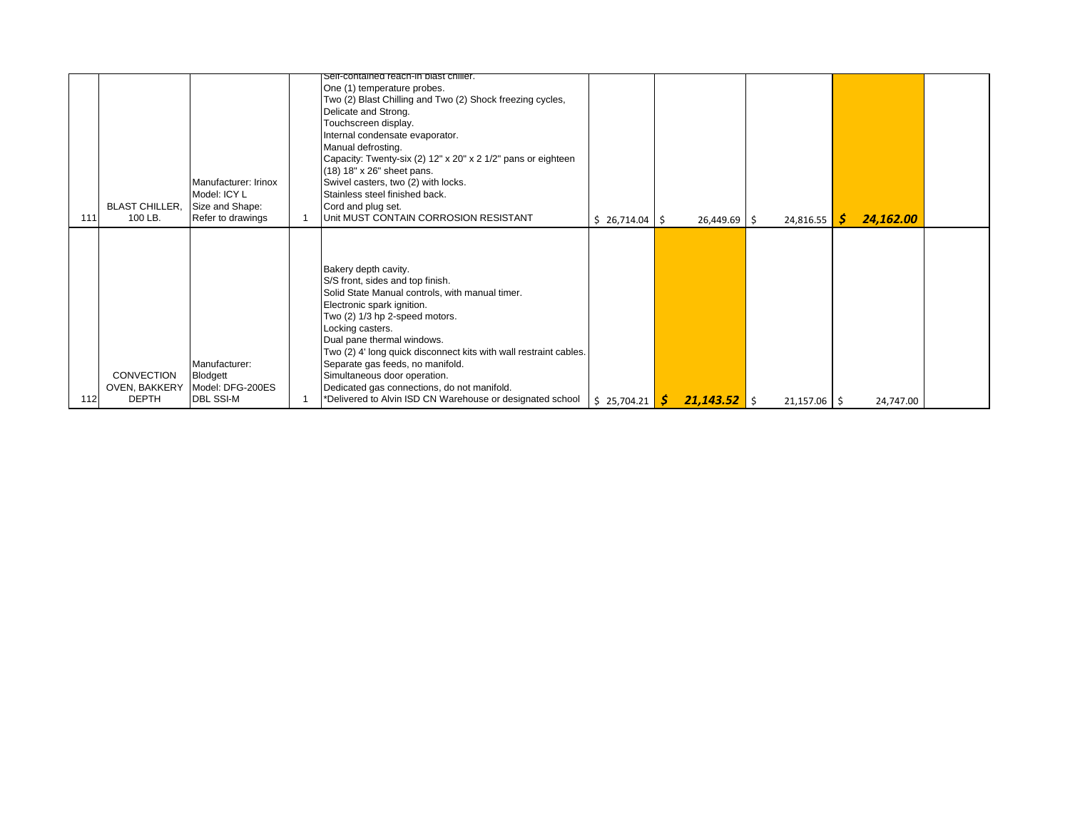| 111 | BLAST CHILLER, 100 LB. | Manufacturer: Irinox Model: ICY L Size and Shape: Refer to drawings | 1 | Self-contained reach-in blast chiller. One (1) temperature probes. Two (2) Blast Chilling and Two (2) Shock freezing cycles, Delicate and Strong. Touchscreen display. Internal condensate evaporator. Manual defrosting. Capacity: Twenty-six (2) 12" x 20" x 2 1/2" pans or eighteen (18) 18" x 26" sheet pans. Swivel casters, two (2) with locks. Stainless steel finished back. Cord and plug set. Unit MUST CONTAIN CORROSION RESISTANT | $ 26,714.04 | $ 26,449.69 | $ 24,816.55 | ***$ 24,162.00*** | |
|---|---|---|---|---|---|---|---|---|---|
| 112 | CONVECTION OVEN, BAKKERY DEPTH | Manufacturer: Blodgett Model: DFG-200ES DBL SSI-M | 1 | Bakery depth cavity. S/S front, sides and top finish. Solid State Manual controls, with manual timer. Electronic spark ignition. Two (2) 1/3 hp 2-speed motors. Locking casters. Dual pane thermal windows. Two (2) 4' long quick disconnect kits with wall restraint cables. Separate gas feeds, no manifold. Simultaneous door operation. Dedicated gas connections, do not manifold. *Delivered to Alvin ISD CN Warehouse or designated school | $ 25,704.21 | ***$ 21,143.52*** | $ 21,157.06 | $ 24,747.00 | |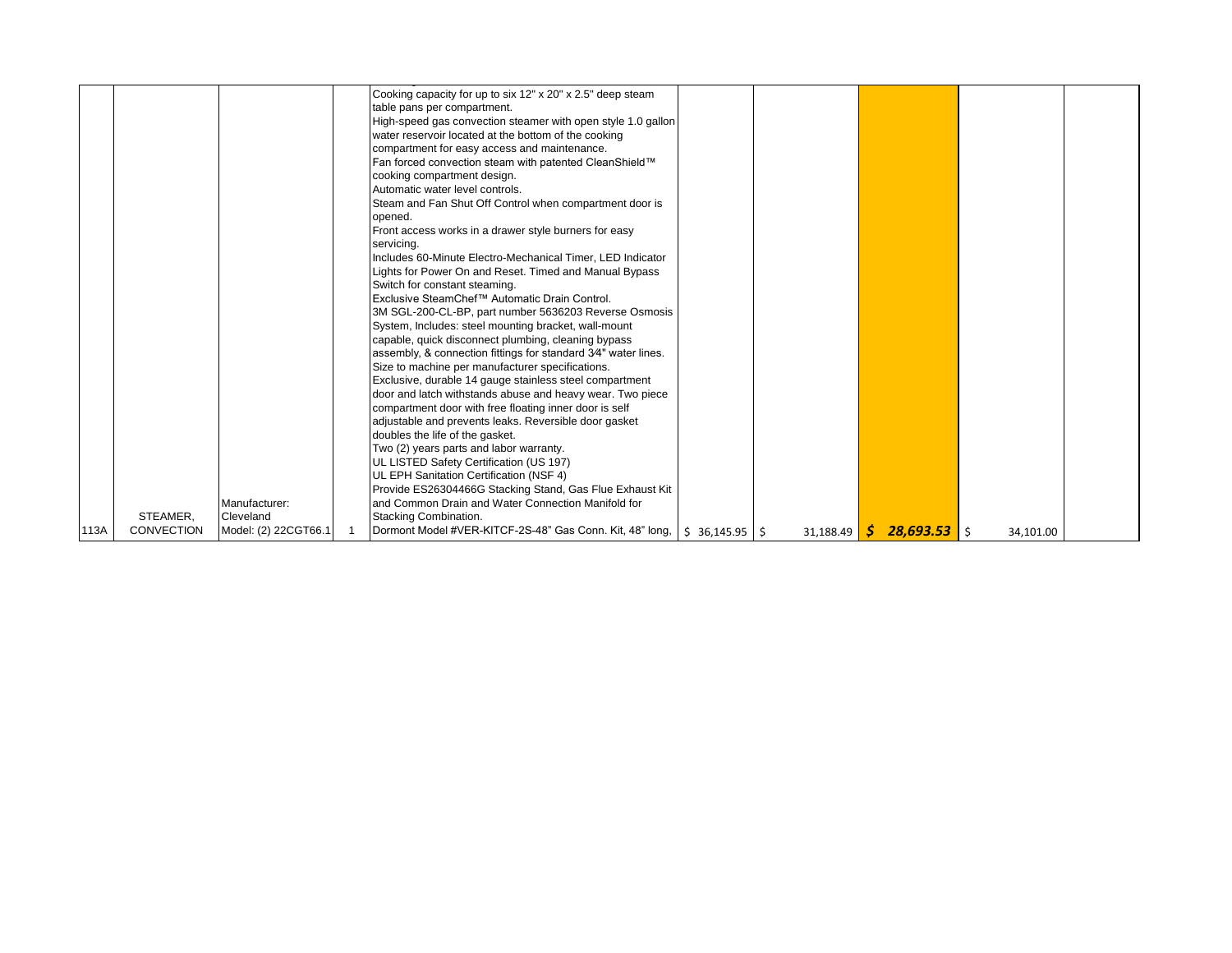| | | | | | | | | | |
|---|---|---|---|---|---|---|---|---|---|
| 113A | STEAMER, CONVECTION | Manufacturer: Cleveland Model: (2) 22CGT66.1 | 1 | Cooking capacity for up to six 12" x 20" x 2.5" deep steam table pans per compartment. High-speed gas convection steamer with open style 1.0 gallon water reservoir located at the bottom of the cooking compartment for easy access and maintenance. Fan forced convection steam with patented CleanShield™ cooking compartment design. Automatic water level controls. Steam and Fan Shut Off Control when compartment door is opened. Front access works in a drawer style burners for easy servicing. Includes 60-Minute Electro-Mechanical Timer, LED Indicator Lights for Power On and Reset. Timed and Manual Bypass Switch for constant steaming. Exclusive SteamChef™ Automatic Drain Control. 3M SGL-200-CL-BP, part number 5636203 Reverse Osmosis System, Includes: steel mounting bracket, wall-mount capable, quick disconnect plumbing, cleaning bypass assembly, & connection fittings for standard 3⁄4" water lines. Size to machine per manufacturer specifications. Exclusive, durable 14 gauge stainless steel compartment door and latch withstands abuse and heavy wear. Two piece compartment door with free floating inner door is self adjustable and prevents leaks. Reversible door gasket doubles the life of the gasket. Two (2) years parts and labor warranty. UL LISTED Safety Certification (US 197) UL EPH Sanitation Certification (NSF 4) Provide ES26304466G Stacking Stand, Gas Flue Exhaust Kit and Common Drain and Water Connection Manifold for Stacking Combination. Dormont Model #VER-KITCF-2S-48" Gas Conn. Kit, 48" long, | $ 36,145.95 | $ 31,188.49 | ***$ 28,693.53*** | $ 34,101.00 | |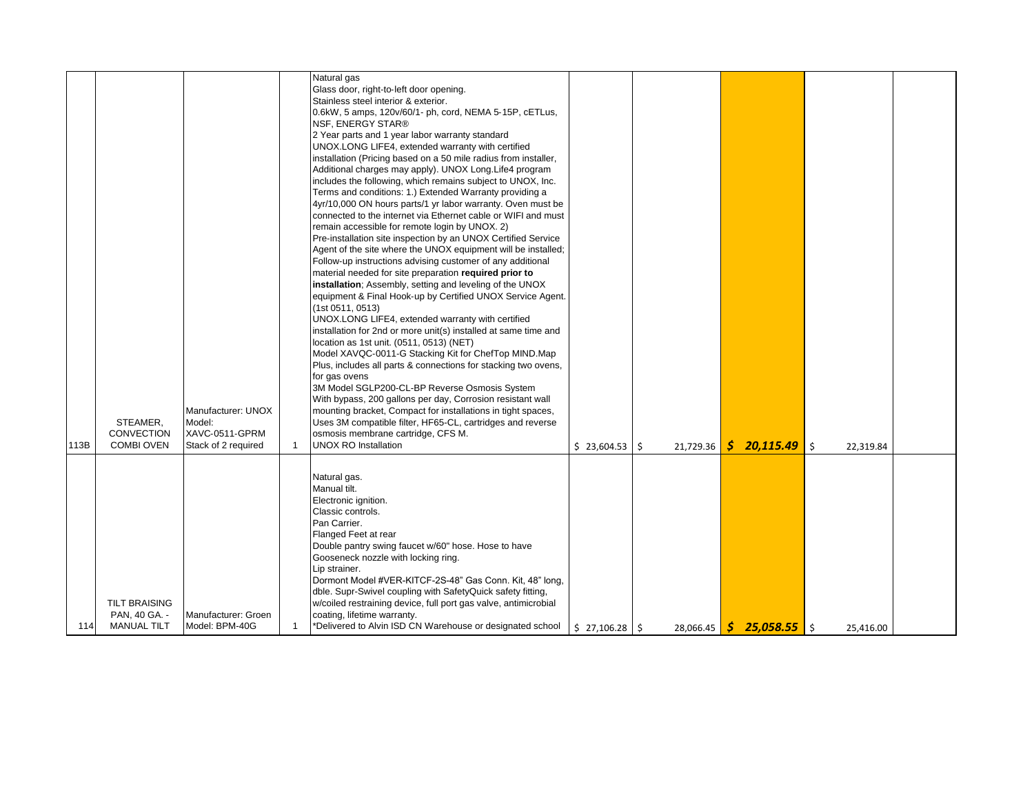| | | | | | | | | | |
|---|---|---|---|---|---|---|---|---|---|
| 113B | STEAMER, CONVECTION COMBI OVEN | Manufacturer: UNOX Model: XAVC-0511-GPRM Stack of 2 required | 1 | Natural gas<br>Glass door, right-to-left door opening.<br>Stainless steel interior & exterior.<br>0.6kW, 5 amps, 120v/60/1- ph, cord, NEMA 5-15P, cETLus, NSF, ENERGY STAR®<br>2 Year parts and 1 year labor warranty standard<br>UNOX.LONG LIFE4, extended warranty with certified installation (Pricing based on a 50 mile radius from installer, Additional charges may apply). UNOX Long.Life4 program includes the following, which remains subject to UNOX, Inc. Terms and conditions: 1.) Extended Warranty providing a 4yr/10,000 ON hours parts/1 yr labor warranty. Oven must be connected to the internet via Ethernet cable or WIFI and must remain accessible for remote login by UNOX. 2) Pre-installation site inspection by an UNOX Certified Service Agent of the site where the UNOX equipment will be installed; Follow-up instructions advising customer of any additional material needed for site preparation **required prior to installation**; Assembly, setting and leveling of the UNOX equipment & Final Hook-up by Certified UNOX Service Agent. (1st 0511, 0513)<br>UNOX.LONG LIFE4, extended warranty with certified installation for 2nd or more unit(s) installed at same time and location as 1st unit. (0511, 0513) (NET)<br>Model XAVQC-0011-G Stacking Kit for ChefTop MIND.Map Plus, includes all parts & connections for stacking two ovens, for gas ovens<br>3M Model SGLP200-CL-BP Reverse Osmosis System With bypass, 200 gallons per day, Corrosion resistant wall mounting bracket, Compact for installations in tight spaces, Uses 3M compatible filter, HF65-CL, cartridges and reverse osmosis membrane cartridge, CFS M.<br>UNOX RO Installation | $ 23,604.53 | $ 21,729.36 | ***$ 20,115.49*** | $ 22,319.84 | |
| 114 | TILT BRAISING PAN, 40 GA. - MANUAL TILT | Manufacturer: Groen Model: BPM-40G | 1 | Natural gas.<br>Manual tilt.<br>Electronic ignition.<br>Classic controls.<br>Pan Carrier.<br>Flanged Feet at rear<br>Double pantry swing faucet w/60" hose. Hose to have Gooseneck nozzle with locking ring.<br>Lip strainer.<br>Dormont Model #VER-KITCF-2S-48" Gas Conn. Kit, 48" long, dble. Supr-Swivel coupling with SafetyQuick safety fitting, w/coiled restraining device, full port gas valve, antimicrobial coating, lifetime warranty.<br>*Delivered to Alvin ISD CN Warehouse or designated school | $ 27,106.28 | $ 28,066.45 | ***$ 25,058.55*** | $ 25,416.00 | |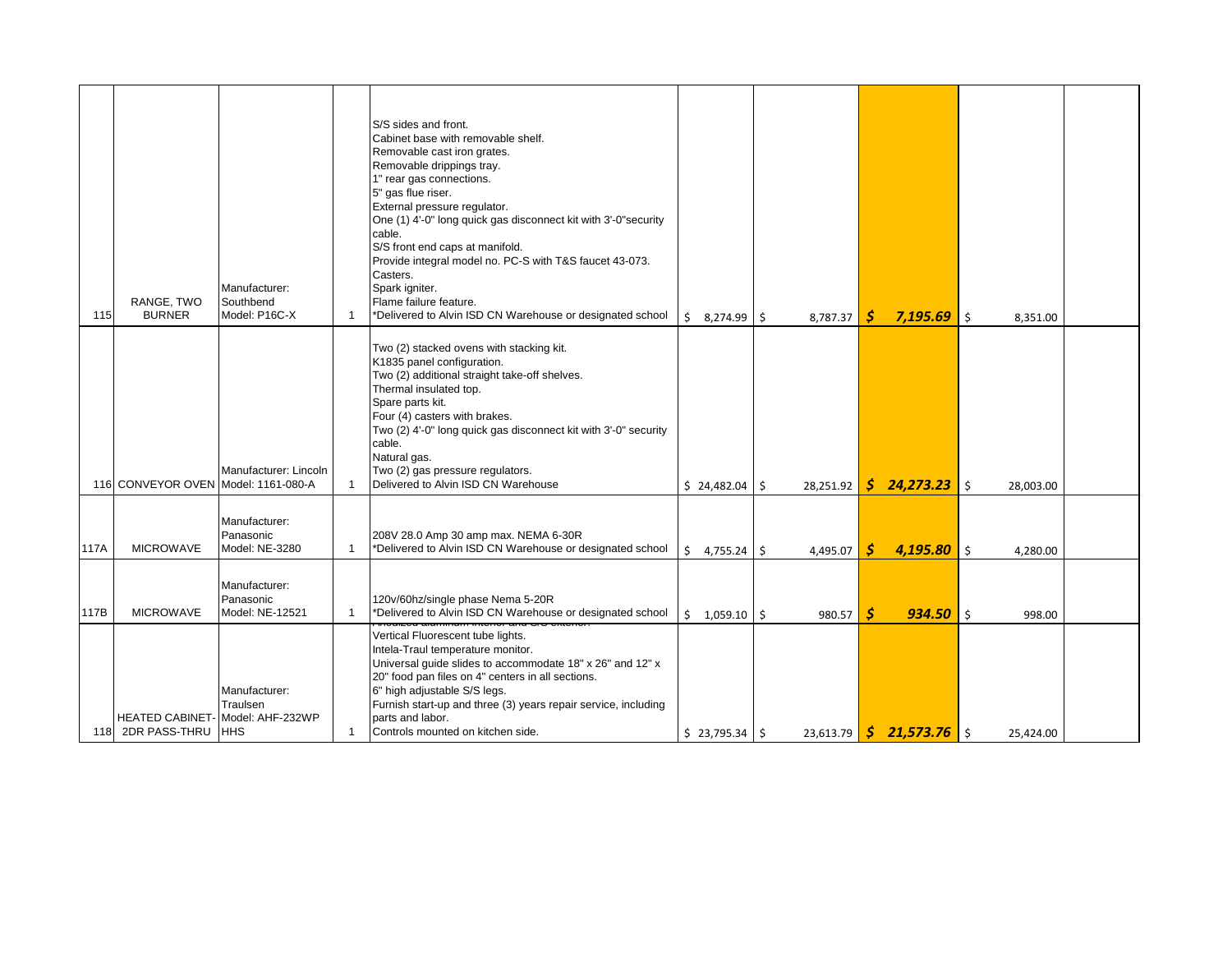| | | | | | | | | | |
|---|---|---|---|---|---|---|---|---|---|
| 115 | RANGE, TWO BURNER | Manufacturer: Southbend Model: P16C-X | 1 | S/S sides and front.<br>Cabinet base with removable shelf.<br>Removable cast iron grates.<br>Removable drippings tray.<br>1" rear gas connections.<br>5" gas flue riser.<br>External pressure regulator.<br>One (1) 4'-0" long quick gas disconnect kit with 3'-0"security cable.<br>S/S front end caps at manifold.<br>Provide integral model no. PC-S with T&S faucet 43-073.<br>Casters.<br>Spark igniter.<br>Flame failure feature.<br>*Delivered to Alvin ISD CN Warehouse or designated school | $ 8,274.99 | $ 8,787.37 | **$ 7,195.69** | $ 8,351.00 | |
| 116 | CONVEYOR OVEN | Manufacturer: Lincoln Model: 1161-080-A | 1 | Two (2) stacked ovens with stacking kit.<br>K1835 panel configuration.<br>Two (2) additional straight take-off shelves.<br>Thermal insulated top.<br>Spare parts kit.<br>Four (4) casters with brakes.<br>Two (2) 4'-0" long quick gas disconnect kit with 3'-0" security cable.<br>Natural gas.<br>Two (2) gas pressure regulators.<br>Delivered to Alvin ISD CN Warehouse | $ 24,482.04 | $ 28,251.92 | **$ 24,273.23** | $ 28,003.00 | |
| 117A | MICROWAVE | Manufacturer: Panasonic Model: NE-3280 | 1 | 208V 28.0 Amp 30 amp max. NEMA 6-30R<br>*Delivered to Alvin ISD CN Warehouse or designated school | $ 4,755.24 | $ 4,495.07 | **$ 4,195.80** | $ 4,280.00 | |
| 117B | MICROWAVE | Manufacturer: Panasonic Model: NE-12521 | 1 | 120v/60hz/single phase Nema 5-20R<br>*Delivered to Alvin ISD CN Warehouse or designated school | $ 1,059.10 | $ 980.57 | **$ 934.50** | $ 998.00 | |
| 118 | HEATED CABINET-2DR PASS-THRU | Manufacturer: Traulsen Model: AHF-232WP HHS | 1 | Anodized aluminum interior and S/S exterior.<br>Vertical Fluorescent tube lights.<br>Intela-Traul temperature monitor.<br>Universal guide slides to accommodate 18" x 26" and 12" x 20" food pan files on 4" centers in all sections.<br>6" high adjustable S/S legs.<br>Furnish start-up and three (3) years repair service, including parts and labor.<br>Controls mounted on kitchen side. | $ 23,795.34 | $ 23,613.79 | **$ 21,573.76** | $ 25,424.00 | |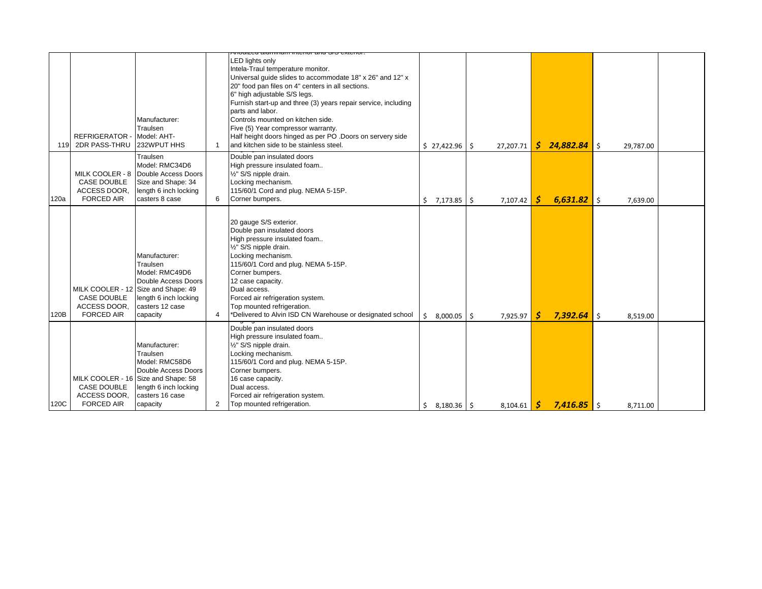| | | | | | | | | | |
|---|---|---|---|---|---|---|---|---|---|
| 119 | REFRIGERATOR - 2DR PASS-THRU | Manufacturer: Traulsen Model: AHT-232WPUT HHS | 1 | Anodized aluminum interior and S/S exterior. LED lights only Intela-Traul temperature monitor. Universal guide slides to accommodate 18" x 26" and 12" x 20" food pan files on 4" centers in all sections. 6" high adjustable S/S legs. Furnish start-up and three (3) years repair service, including parts and labor. Controls mounted on kitchen side. Five (5) Year compressor warranty. Half height doors hinged as per PO .Doors on servery side and kitchen side to be stainless steel. | $ 27,422.96 | $ 27,207.71 | ***$ 24,882.84*** | $ 29,787.00 | |
| 120a | MILK COOLER - 8 CASE DOUBLE ACCESS DOOR, FORCED AIR | Traulsen Model: RMC34D6 Double Access Doors Size and Shape: 34 length 6 inch locking casters 8 case | 6 | Double pan insulated doors High pressure insulated foam.. ½" S/S nipple drain. Locking mechanism. 115/60/1 Cord and plug. NEMA 5-15P. Corner bumpers. | $ 7,173.85 | $ 7,107.42 | ***$ 6,631.82*** | $ 7,639.00 | |
| 120B | MILK COOLER - 12 CASE DOUBLE ACCESS DOOR, FORCED AIR | Manufacturer: Traulsen Model: RMC49D6 Double Access Doors Size and Shape: 49 length 6 inch locking casters 12 case capacity | 4 | 20 gauge S/S exterior. Double pan insulated doors High pressure insulated foam.. ½" S/S nipple drain. Locking mechanism. 115/60/1 Cord and plug. NEMA 5-15P. Corner bumpers. 12 case capacity. Dual access. Forced air refrigeration system. Top mounted refrigeration. *Delivered to Alvin ISD CN Warehouse or designated school | $ 8,000.05 | $ 7,925.97 | ***$ 7,392.64*** | $ 8,519.00 | |
| 120C | MILK COOLER - 16 CASE DOUBLE ACCESS DOOR, FORCED AIR | Manufacturer: Traulsen Model: RMC58D6 Double Access Doors Size and Shape: 58 length 6 inch locking casters 16 case capacity | 2 | Double pan insulated doors High pressure insulated foam.. ½" S/S nipple drain. Locking mechanism. 115/60/1 Cord and plug. NEMA 5-15P. Corner bumpers. 16 case capacity. Dual access. Forced air refrigeration system. Top mounted refrigeration. | $ 8,180.36 | $ 8,104.61 | ***$ 7,416.85*** | $ 8,711.00 | |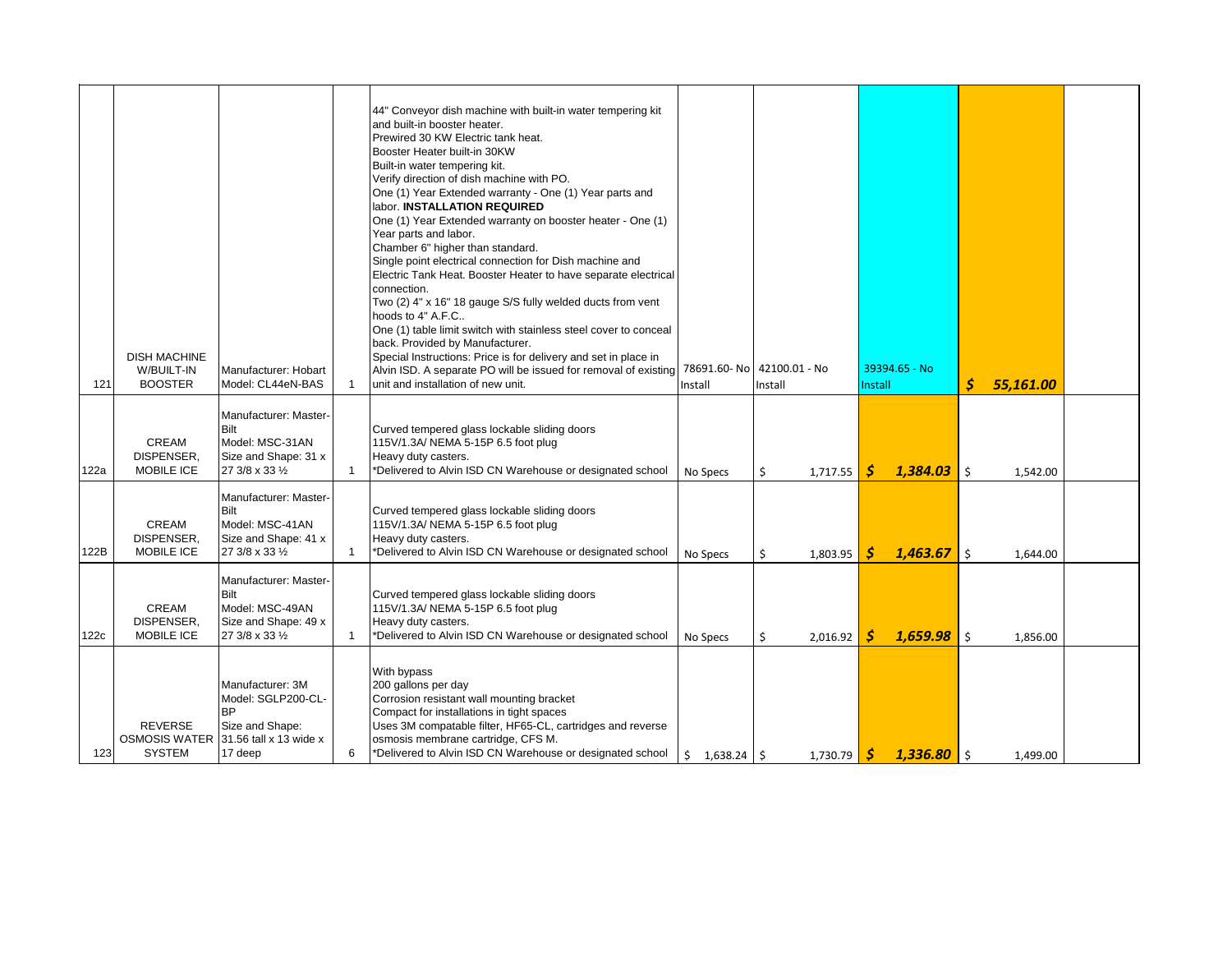| | | | | | | | | | |
|---|---|---|---|---|---|---|---|---|---|
| 121 | DISH MACHINE W/BUILT-IN BOOSTER | Manufacturer: Hobart Model: CL44eN-BAS | 1 | 44" Conveyor dish machine with built-in water tempering kit and built-in booster heater.<br>Prewired 30 KW Electric tank heat.<br>Booster Heater built-in 30KW<br>Built-in water tempering kit.<br>Verify direction of dish machine with PO.<br>One (1) Year Extended warranty - One (1) Year parts and labor. **INSTALLATION REQUIRED**<br>One (1) Year Extended warranty on booster heater - One (1) Year parts and labor.<br>Chamber 6" higher than standard.<br>Single point electrical connection for Dish machine and Electric Tank Heat. Booster Heater to have separate electrical connection.<br>Two (2) 4" x 16" 18 gauge S/S fully welded ducts from vent hoods to 4" A.F.C..<br>One (1) table limit switch with stainless steel cover to conceal back. Provided by Manufacturer.<br>Special Instructions: Price is for delivery and set in place in Alvin ISD. A separate PO will be issued for removal of existing unit and installation of new unit. | 78691.60- No Install | 42100.01 - No Install | 39394.65 - No Install | ***$ 55,161.00*** | |
| 122a | CREAM DISPENSER, MOBILE ICE | Manufacturer: Master-Bilt Model: MSC-31AN Size and Shape: 31 x 27 3/8 x 33 ½ | 1 | Curved tempered glass lockable sliding doors<br>115V/1.3A/ NEMA 5-15P 6.5 foot plug<br>Heavy duty casters.<br>*Delivered to Alvin ISD CN Warehouse or designated school | No Specs | $ 1,717.55 | ***$ 1,384.03*** | $ 1,542.00 | |
| 122B | CREAM DISPENSER, MOBILE ICE | Manufacturer: Master-Bilt Model: MSC-41AN Size and Shape: 41 x 27 3/8 x 33 ½ | 1 | Curved tempered glass lockable sliding doors<br>115V/1.3A/ NEMA 5-15P 6.5 foot plug<br>Heavy duty casters.<br>*Delivered to Alvin ISD CN Warehouse or designated school | No Specs | $ 1,803.95 | ***$ 1,463.67*** | $ 1,644.00 | |
| 122c | CREAM DISPENSER, MOBILE ICE | Manufacturer: Master-Bilt Model: MSC-49AN Size and Shape: 49 x 27 3/8 x 33 ½ | 1 | Curved tempered glass lockable sliding doors<br>115V/1.3A/ NEMA 5-15P 6.5 foot plug<br>Heavy duty casters.<br>*Delivered to Alvin ISD CN Warehouse or designated school | No Specs | $ 2,016.92 | ***$ 1,659.98*** | $ 1,856.00 | |
| 123 | REVERSE OSMOSIS WATER SYSTEM | Manufacturer: 3M Model: SGLP200-CL-BP Size and Shape: 31.56 tall x 13 wide x 17 deep | 6 | With bypass<br>200 gallons per day<br>Corrosion resistant wall mounting bracket<br>Compact for installations in tight spaces<br>Uses 3M compatable filter, HF65-CL, cartridges and reverse osmosis membrane cartridge, CFS M.<br>*Delivered to Alvin ISD CN Warehouse or designated school | $ 1,638.24 | $ 1,730.79 | ***$ 1,336.80*** | $ 1,499.00 | |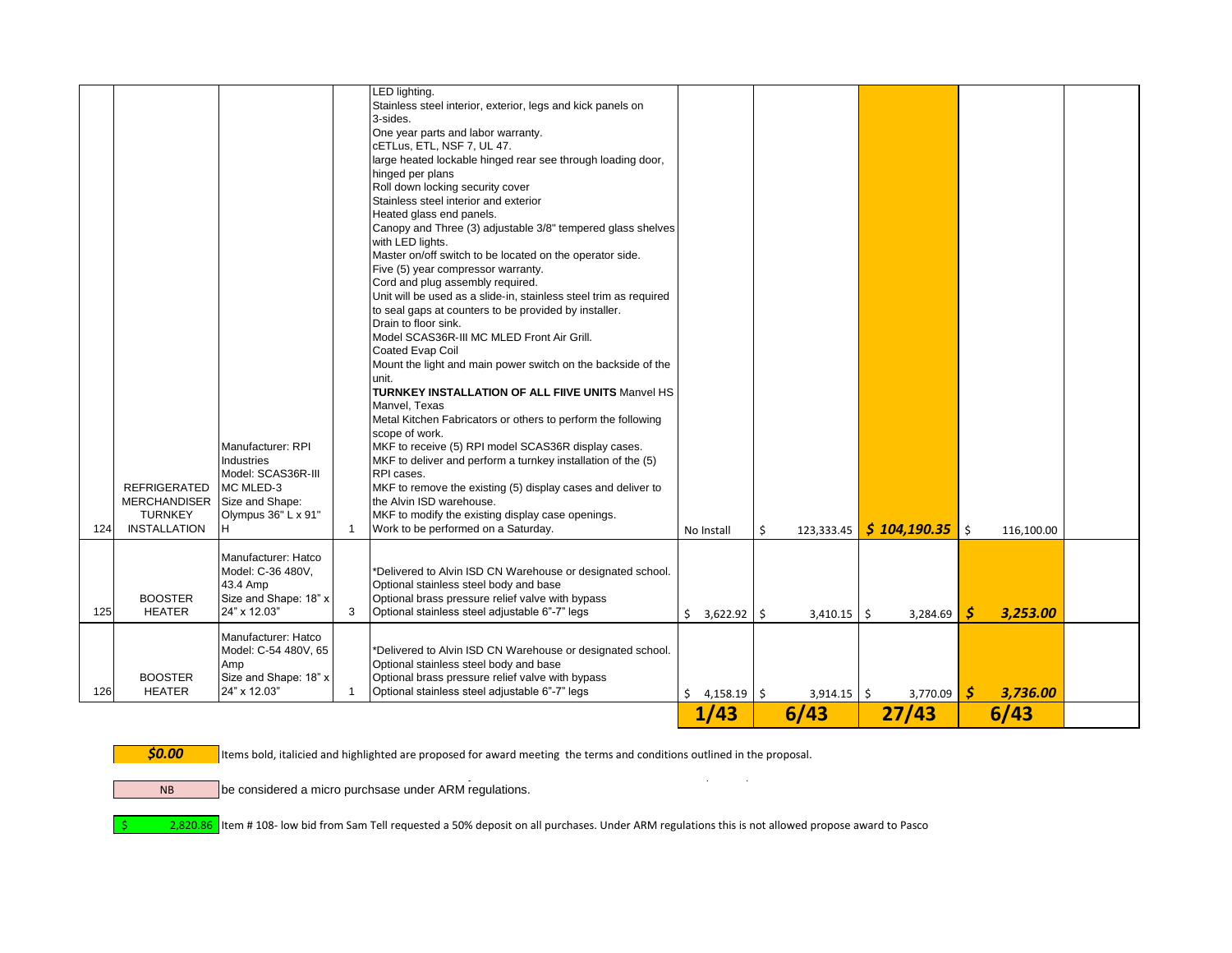| | | | | | | | | | |
|---|---|---|---|---|---|---|---|---|---|
| 124 | REFRIGERATED MERCHANDISER TURNKEY INSTALLATION | Manufacturer: RPI Industries Model: SCAS36R-III MC MLED-3 Size and Shape: Olympus 36" L x 91" H | 1 | LED lighting. Stainless steel interior, exterior, legs and kick panels on 3-sides. One year parts and labor warranty. cETLus, ETL, NSF 7, UL 47. large heated lockable hinged rear see through loading door, hinged per plans Roll down locking security cover Stainless steel interior and exterior Heated glass end panels. Canopy and Three (3) adjustable 3/8" tempered glass shelves with LED lights. Master on/off switch to be located on the operator side. Five (5) year compressor warranty. Cord and plug assembly required. Unit will be used as a slide-in, stainless steel trim as required to seal gaps at counters to be provided by installer. Drain to floor sink. Model SCAS36R-III MC MLED Front Air Grill. Coated Evap Coil Mount the light and main power switch on the backside of the unit. **TURNKEY INSTALLATION OF ALL FIIVE UNITS** Manvel HS Manvel, Texas Metal Kitchen Fabricators or others to perform the following scope of work. MKF to receive (5) RPI model SCAS36R display cases. MKF to deliver and perform a turnkey installation of the (5) RPI cases. MKF to remove the existing (5) display cases and deliver to the Alvin ISD warehouse. MKF to modify the existing display case openings. Work to be performed on a Saturday. | No Install | $ 123,333.45 | ***$ 104,190.35*** | $ 116,100.00 | |
| 125 | BOOSTER HEATER | Manufacturer: Hatco Model: C-36 480V, 43.4 Amp Size and Shape: 18" x 24" x 12.03" | 3 | *Delivered to Alvin ISD CN Warehouse or designated school. Optional stainless steel body and base Optional brass pressure relief valve with bypass Optional stainless steel adjustable 6"-7" legs | $ 3,622.92 | $ 3,410.15 | $ 3,284.69 | ***$ 3,253.00*** | |
| 126 | BOOSTER HEATER | Manufacturer: Hatco Model: C-54 480V, 65 Amp Size and Shape: 18" x 24" x 12.03" | 1 | *Delivered to Alvin ISD CN Warehouse or designated school. Optional stainless steel body and base Optional brass pressure relief valve with bypass Optional stainless steel adjustable 6"-7" legs | $ 4,158.19 | $ 3,914.15 | $ 3,770.09 | ***$ 3,736.00*** | |
| | | | | | **1/43** | **6/43** | **27/43** | **6/43** | |

***$0.00*** Items bold, italicied and highlighted are proposed for award meeting the terms and conditions outlined in the proposal.

NB be considered a micro purchsase under ARM regulations.

$ 2,820.86 Item # 108- low bid from Sam Tell requested a 50% deposit on all purchases. Under ARM regulations this is not allowed propose award to Pasco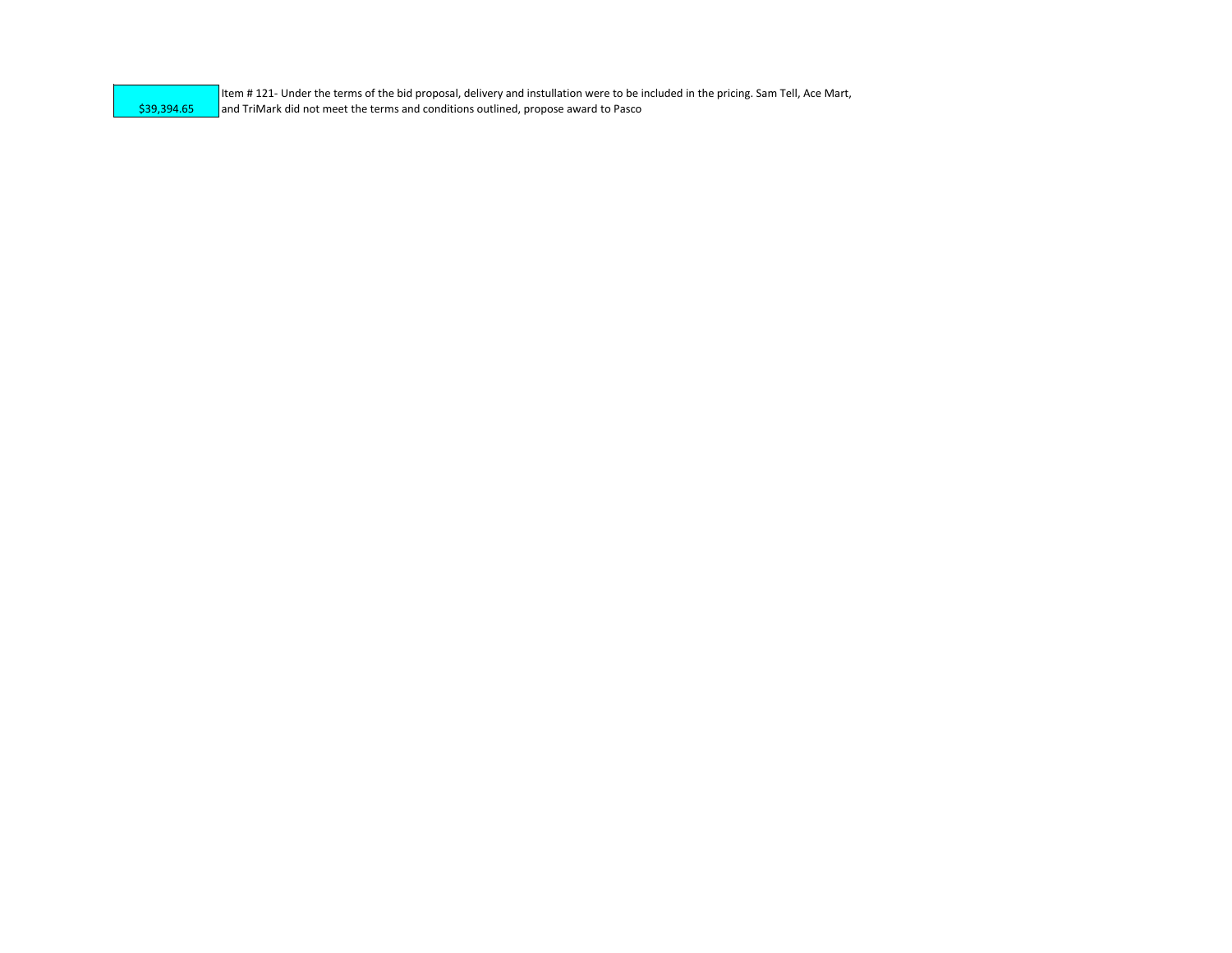| | |
|---|---|
| $39,394.65 | Item # 121- Under the terms of the bid proposal, delivery and instullation were to be included in the pricing. Sam Tell, Ace Mart, and TriMark did not meet the terms and conditions outlined, propose award to Pasco |